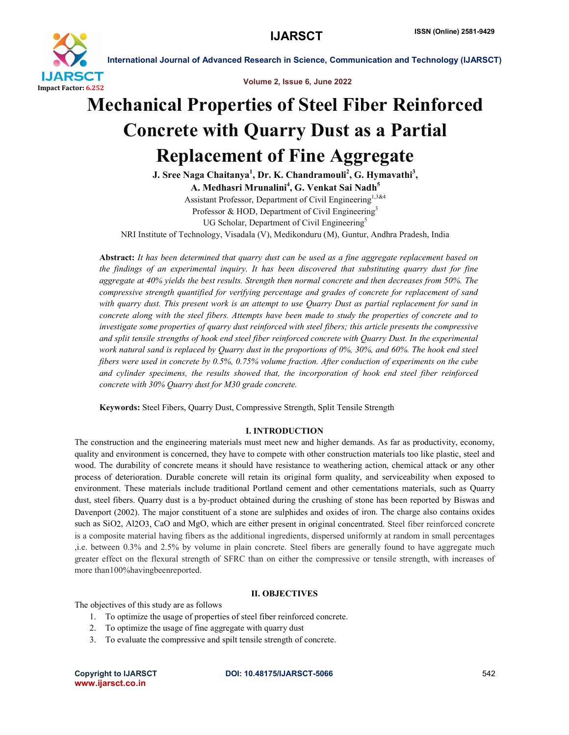# Mechanical Properties of Steel Fiber Reinforced Concrete with Quarry Dust as a Partial Replacement of Fine Aggregate

**J. Sree Naga Chaitanya[1], Dr. K. Chandramouli[2], G. Hymavathi[3], A. Medhasri Mrunalini[4], G. Venkat Sai Nadh[5]**

Assistant Professor, Department of Civil Engineering[1,3&4]

Professor & HOD, Department of Civil Engineering[3]

UG Scholar, Department of Civil Engineering[5]

NRI Institute of Technology, Visadala (V), Medikonduru (M), Guntur, Andhra Pradesh, India

**Abstract:** *It has been determined that quarry dust can be used as a fine aggregate replacement based on the findings of an experimental inquiry. It has been discovered that substituting quarry dust for fine aggregate at 40% yields the best results. Strength then normal concrete and then decreases from 50%. The compressive strength quantified for verifying percentage and grades of concrete for replacement of sand with quarry dust. This present work is an attempt to use Quarry Dust as partial replacement for sand in concrete along with the steel fibers. Attempts have been made to study the properties of concrete and to investigate some properties of quarry dust reinforced with steel fibers; this article presents the compressive and split tensile strengths of hook end steel fiber reinforced concrete with Quarry Dust. In the experimental work natural sand is replaced by Quarry dust in the proportions of 0%, 30%, and 60%. The hook end steel fibers were used in concrete by 0.5%, 0.75% volume fraction. After conduction of experiments on the cube and cylinder specimens, the results showed that, the incorporation of hook end steel fiber reinforced concrete with 30% Quarry dust for M30 grade concrete.*

**Keywords:** Steel Fibers, Quarry Dust, Compressive Strength, Split Tensile Strength

## I. INTRODUCTION

The construction and the engineering materials must meet new and higher demands. As far as productivity, economy, quality and environment is concerned, they have to compete with other construction materials too like plastic, steel and wood. The durability of concrete means it should have resistance to weathering action, chemical attack or any other process of deterioration. Durable concrete will retain its original form quality, and serviceability when exposed to environment. These materials include traditional Portland cement and other cementations materials, such as Quarry dust, steel fibers. Quarry dust is a by-product obtained during the crushing of stone has been reported by Biswas and Davenport (2002). The major constituent of a stone are sulphides and oxides of iron. The charge also contains oxides such as $SiO_2$, $Al_2O_3$, CaO and MgO, which are either present in original concentrated. Steel fiber reinforced concrete is a composite material having fibers as the additional ingredients, dispersed uniformly at random in small percentages ,i.e. between 0.3% and 2.5% by volume in plain concrete. Steel fibers are generally found to have aggregate much greater effect on the flexural strength of SFRC than on either the compressive or tensile strength, with increases of more than100%havingbeenreported.

## II. OBJECTIVES

The objectives of this study are as follows

1. To optimize the usage of properties of steel fiber reinforced concrete.
2. To optimize the usage of fine aggregate with quarry dust
3. To evaluate the compressive and spilt tensile strength of concrete.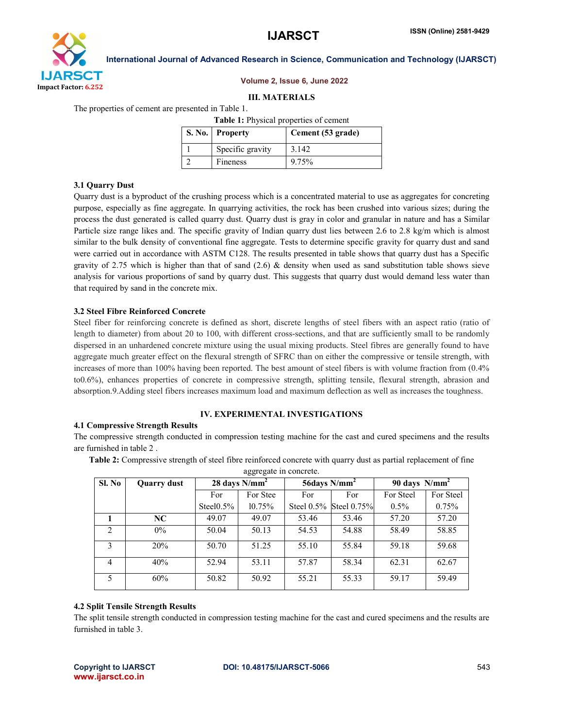## III. MATERIALS

The properties of cement are presented in Table 1.

**Table 1:** Physical properties of cement

| S. No. | Property | Cement (53 grade) |
|---|---|---|
| 1 | Specific gravity | 3.142 |
| 2 | Fineness | 9.75% |

### 3.1 Quarry Dust

Quarry dust is a byproduct of the crushing process which is a concentrated material to use as aggregates for concreting purpose, especially as fine aggregate. In quarrying activities, the rock has been crushed into various sizes; during the process the dust generated is called quarry dust. Quarry dust is gray in color and granular in nature and has a Similar Particle size range likes and. The specific gravity of Indian quarry dust lies between 2.6 to 2.8 kg/m which is almost similar to the bulk density of conventional fine aggregate. Tests to determine specific gravity for quarry dust and sand were carried out in accordance with ASTM C128. The results presented in table shows that quarry dust has a Specific gravity of 2.75 which is higher than that of sand (2.6) & density when used as sand substitution table shows sieve analysis for various proportions of sand by quarry dust. This suggests that quarry dust would demand less water than that required by sand in the concrete mix.

### 3.2 Steel Fibre Reinforced Concrete

Steel fiber for reinforcing concrete is defined as short, discrete lengths of steel fibers with an aspect ratio (ratio of length to diameter) from about 20 to 100, with different cross-sections, and that are sufficiently small to be randomly dispersed in an unhardened concrete mixture using the usual mixing products. Steel fibres are generally found to have aggregate much greater effect on the flexural strength of SFRC than on either the compressive or tensile strength, with increases of more than 100% having been reported. The best amount of steel fibers is with volume fraction from (0.4% to0.6%), enhances properties of concrete in compressive strength, splitting tensile, flexural strength, abrasion and absorption.9.Adding steel fibers increases maximum load and maximum deflection as well as increases the toughness.

## IV. EXPERIMENTAL INVESTIGATIONS

### 4.1 Compressive Strength Results

The compressive strength conducted in compression testing machine for the cast and cured specimens and the results are furnished in table 2 .

**Table 2:** Compressive strength of steel fibre reinforced concrete with quarry dust as partial replacement of fine aggregate in concrete.

| Sl. No | Quarry dust | 28 days $N/mm^2$ | | 56days $N/mm^2$ | | 90 days $N/mm^2$ | |
|---|---|---|---|---|---|---|---|
| | | For Steel0.5% | For Steel0.75% | For Steel 0.5% | For Steel 0.75% | For Steel 0.5% | For Steel 0.75% |
| **1** | **NC** | 49.07 | 49.07 | 53.46 | 53.46 | 57.20 | 57.20 |
| 2 | 0% | 50.04 | 50.13 | 54.53 | 54.88 | 58.49 | 58.85 |
| 3 | 20% | 50.70 | 51.25 | 55.10 | 55.84 | 59.18 | 59.68 |
| 4 | 40% | 52.94 | 53.11 | 57.87 | 58.34 | 62.31 | 62.67 |
| 5 | 60% | 50.82 | 50.92 | 55.21 | 55.33 | 59.17 | 59.49 |

### 4.2 Split Tensile Strength Results

The split tensile strength conducted in compression testing machine for the cast and cured specimens and the results are furnished in table 3.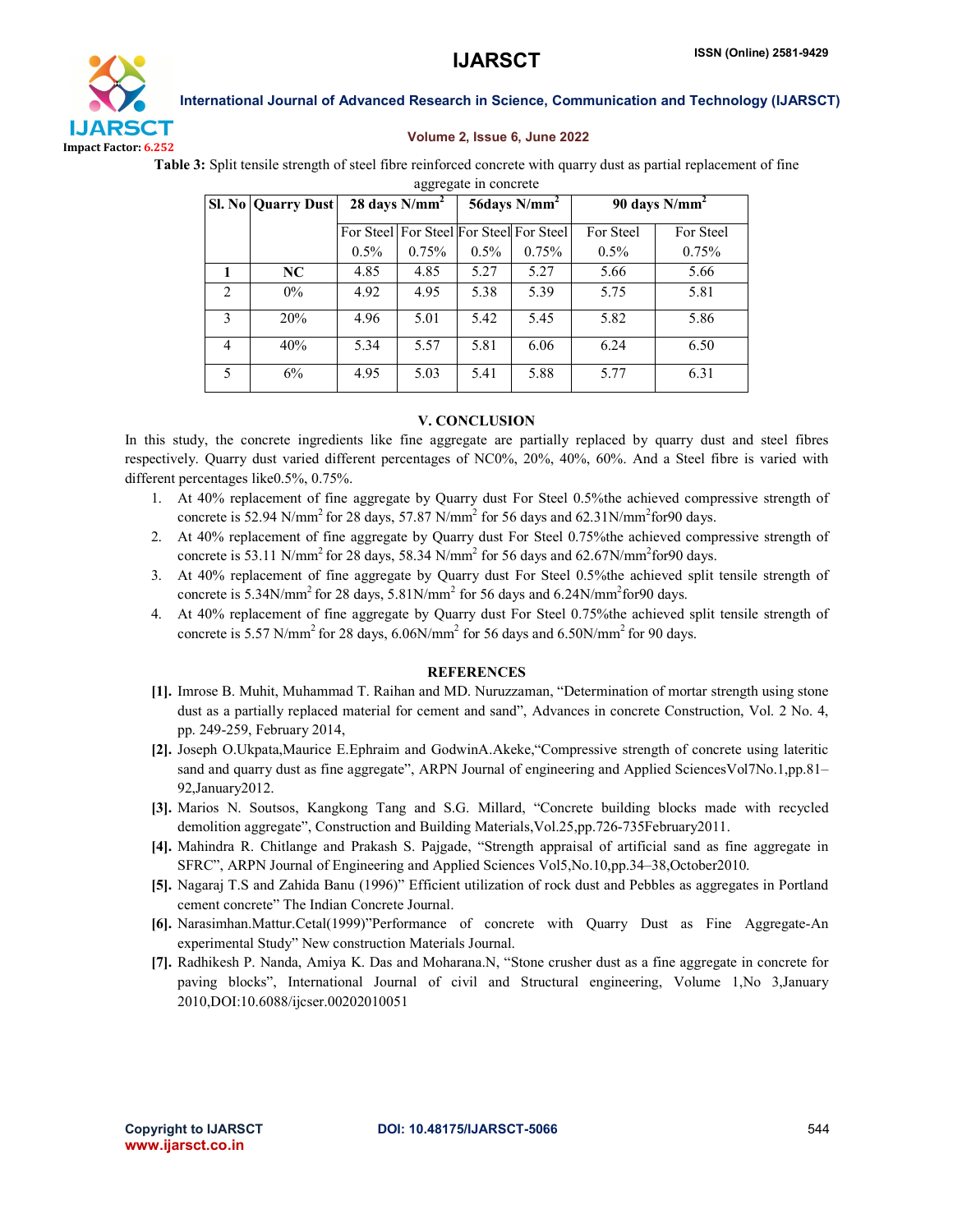**Table 3:** Split tensile strength of steel fibre reinforced concrete with quarry dust as partial replacement of fine aggregate in concrete

| Sl. No | Quarry Dust | 28 days $N/mm^2$ | | 56days $N/mm^2$ | | 90 days $N/mm^2$ | |
|---|---|---|---|---|---|---|---|
| | | For Steel 0.5% | For Steel 0.75% | For Steel 0.5% | For Steel 0.75% | For Steel 0.5% | For Steel 0.75% |
| **1** | **NC** | 4.85 | 4.85 | 5.27 | 5.27 | 5.66 | 5.66 |
| 2 | 0% | 4.92 | 4.95 | 5.38 | 5.39 | 5.75 | 5.81 |
| 3 | 20% | 4.96 | 5.01 | 5.42 | 5.45 | 5.82 | 5.86 |
| 4 | 40% | 5.34 | 5.57 | 5.81 | 6.06 | 6.24 | 6.50 |
| 5 | 6% | 4.95 | 5.03 | 5.41 | 5.88 | 5.77 | 6.31 |

## V. CONCLUSION

In this study, the concrete ingredients like fine aggregate are partially replaced by quarry dust and steel fibres respectively. Quarry dust varied different percentages of NC0%, 20%, 40%, 60%. And a Steel fibre is varied with different percentages like0.5%, 0.75%.

1. At 40% replacement of fine aggregate by Quarry dust For Steel 0.5%the achieved compressive strength of concrete is 52.94 $N/mm^2$ for 28 days, 57.87 $N/mm^2$ for 56 days and 62.31$N/mm^2$for90 days.
2. At 40% replacement of fine aggregate by Quarry dust For Steel 0.75%the achieved compressive strength of concrete is 53.11 $N/mm^2$ for 28 days, 58.34 $N/mm^2$ for 56 days and 62.67$N/mm^2$for90 days.
3. At 40% replacement of fine aggregate by Quarry dust For Steel 0.5%the achieved split tensile strength of concrete is 5.34$N/mm^2$ for 28 days, 5.81$N/mm^2$ for 56 days and 6.24$N/mm^2$for90 days.
4. At 40% replacement of fine aggregate by Quarry dust For Steel 0.75%the achieved split tensile strength of concrete is 5.57 $N/mm^2$ for 28 days, 6.06$N/mm^2$ for 56 days and 6.50$N/mm^2$ for 90 days.

## REFERENCES

**[1].** Imrose B. Muhit, Muhammad T. Raihan and MD. Nuruzzaman, "Determination of mortar strength using stone dust as a partially replaced material for cement and sand", Advances in concrete Construction, Vol. 2 No. 4, pp. 249-259, February 2014,

**[2].** Joseph O.Ukpata,Maurice E.Ephraim and GodwinA.Akeke,"Compressive strength of concrete using lateritic sand and quarry dust as fine aggregate", ARPN Journal of engineering and Applied SciencesVol7No.1,pp.81–92,January2012.

**[3].** Marios N. Soutsos, Kangkong Tang and S.G. Millard, "Concrete building blocks made with recycled demolition aggregate", Construction and Building Materials,Vol.25,pp.726-735February2011.

**[4].** Mahindra R. Chitlange and Prakash S. Pajgade, "Strength appraisal of artificial sand as fine aggregate in SFRC", ARPN Journal of Engineering and Applied Sciences Vol5,No.10,pp.34–38,October2010.

**[5].** Nagaraj T.S and Zahida Banu (1996)" Efficient utilization of rock dust and Pebbles as aggregates in Portland cement concrete" The Indian Concrete Journal.

**[6].** Narasimhan.Mattur.Cetal(1999)"Performance of concrete with Quarry Dust as Fine Aggregate-An experimental Study" New construction Materials Journal.

**[7].** Radhikesh P. Nanda, Amiya K. Das and Moharana.N, "Stone crusher dust as a fine aggregate in concrete for paving blocks", International Journal of civil and Structural engineering, Volume 1,No 3,January 2010,DOI:10.6088/ijcser.00202010051